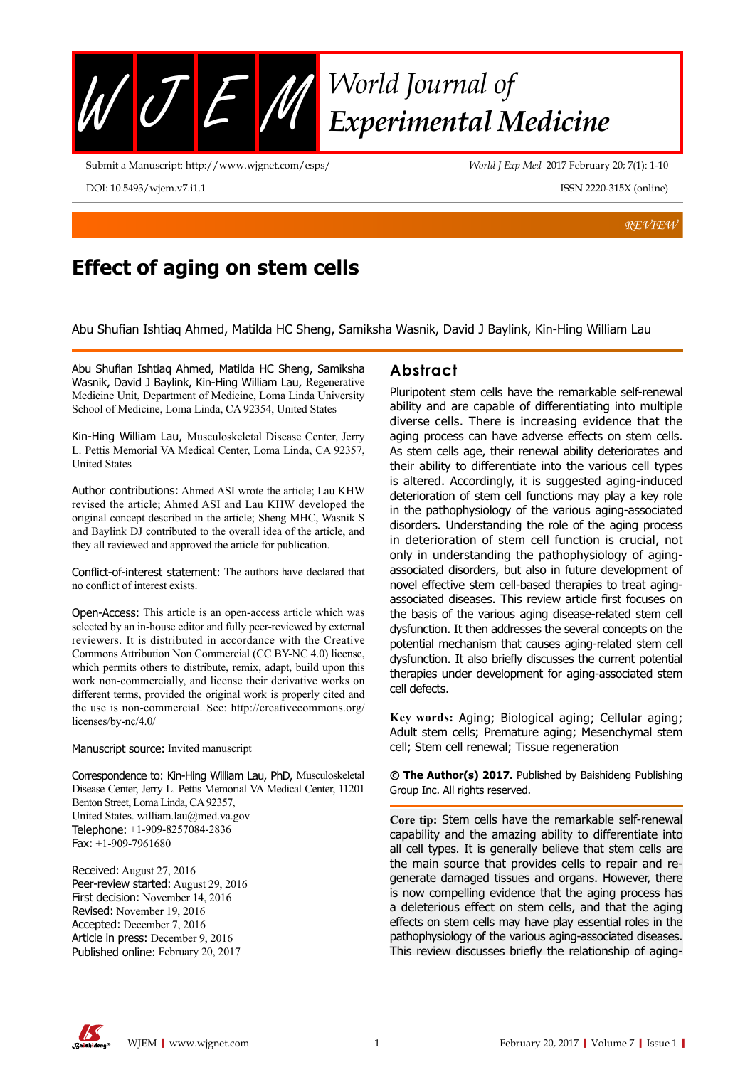# Effect of aging on stem cells

Abu Shufian Ishtiaq Ahmed, Matilda HC Sheng, Samiksha Wasnik, David J Baylink, Kin-Hing William Lau

Abu Shufian Ishtiaq Ahmed, Matilda HC Sheng, Samiksha Wasnik, David J Baylink, Kin-Hing William Lau, Regenerative Medicine Unit, Department of Medicine, Loma Linda University School of Medicine, Loma Linda, CA 92354, United States

Kin-Hing William Lau, Musculoskeletal Disease Center, Jerry L. Pettis Memorial VA Medical Center, Loma Linda, CA 92357, United States

Author contributions: Ahmed ASI wrote the article; Lau KHW revised the article; Ahmed ASI and Lau KHW developed the original concept described in the article; Sheng MHC, Wasnik S and Baylink DJ contributed to the overall idea of the article, and they all reviewed and approved the article for publication.

Conflict-of-interest statement: The authors have declared that no conflict of interest exists.

Open-Access: This article is an open-access article which was selected by an in-house editor and fully peer-reviewed by external reviewers. It is distributed in accordance with the Creative Commons Attribution Non Commercial (CC BY-NC 4.0) license, which permits others to distribute, remix, adapt, build upon this work non-commercially, and license their derivative works on different terms, provided the original work is properly cited and the use is non-commercial. See: http://creativecommons.org/licenses/by-nc/4.0/

Manuscript source: Invited manuscript

Correspondence to: Kin-Hing William Lau, PhD, Musculoskeletal Disease Center, Jerry L. Pettis Memorial VA Medical Center, 11201 Benton Street, Loma Linda, CA 92357, United States. william.lau@med.va.gov
Telephone: +1-909-8257084-2836
Fax: +1-909-7961680

Received: August 27, 2016
Peer-review started: August 29, 2016
First decision: November 14, 2016
Revised: November 19, 2016
Accepted: December 7, 2016
Article in press: December 9, 2016
Published online: February 20, 2017

## Abstract

Pluripotent stem cells have the remarkable self-renewal ability and are capable of differentiating into multiple diverse cells. There is increasing evidence that the aging process can have adverse effects on stem cells. As stem cells age, their renewal ability deteriorates and their ability to differentiate into the various cell types is altered. Accordingly, it is suggested aging-induced deterioration of stem cell functions may play a key role in the pathophysiology of the various aging-associated disorders. Understanding the role of the aging process in deterioration of stem cell function is crucial, not only in understanding the pathophysiology of aging-associated disorders, but also in future development of novel effective stem cell-based therapies to treat aging-associated diseases. This review article first focuses on the basis of the various aging disease-related stem cell dysfunction. It then addresses the several concepts on the potential mechanism that causes aging-related stem cell dysfunction. It also briefly discusses the current potential therapies under development for aging-associated stem cell defects.

**Key words:** Aging; Biological aging; Cellular aging; Adult stem cells; Premature aging; Mesenchymal stem cell; Stem cell renewal; Tissue regeneration

**© The Author(s) 2017.** Published by Baishideng Publishing Group Inc. All rights reserved.

**Core tip:** Stem cells have the remarkable self-renewal capability and the amazing ability to differentiate into all cell types. It is generally believe that stem cells are the main source that provides cells to repair and re-generate damaged tissues and organs. However, there is now compelling evidence that the aging process has a deleterious effect on stem cells, and that the aging effects on stem cells may have essential roles in the pathophysiology of the various aging-associated diseases. This review discusses briefly the relationship of aging-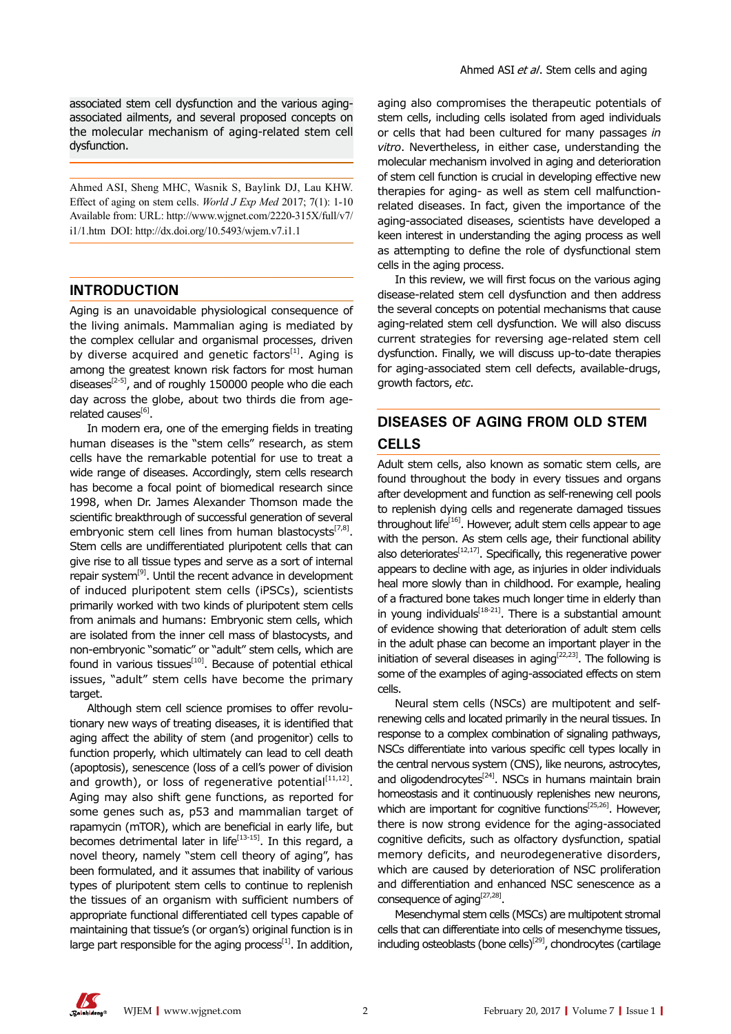associated stem cell dysfunction and the various aging-associated ailments, and several proposed concepts on the molecular mechanism of aging-related stem cell dysfunction.

Ahmed ASI, Sheng MHC, Wasnik S, Baylink DJ, Lau KHW. Effect of aging on stem cells. *World J Exp Med* 2017; 7(1): 1-10 Available from: URL: http://www.wjgnet.com/2220-315X/full/v7/i1/1.htm DOI: http://dx.doi.org/10.5493/wjem.v7.i1.1

## INTRODUCTION

Aging is an unavoidable physiological consequence of the living animals. Mammalian aging is mediated by the complex cellular and organismal processes, driven by diverse acquired and genetic factors[1]. Aging is among the greatest known risk factors for most human diseases[2-5], and of roughly 150000 people who die each day across the globe, about two thirds die from age-related causes[6].

In modern era, one of the emerging fields in treating human diseases is the "stem cells" research, as stem cells have the remarkable potential for use to treat a wide range of diseases. Accordingly, stem cells research has become a focal point of biomedical research since 1998, when Dr. James Alexander Thomson made the scientific breakthrough of successful generation of several embryonic stem cell lines from human blastocysts[7,8]. Stem cells are undifferentiated pluripotent cells that can give rise to all tissue types and serve as a sort of internal repair system[9]. Until the recent advance in development of induced pluripotent stem cells (iPSCs), scientists primarily worked with two kinds of pluripotent stem cells from animals and humans: Embryonic stem cells, which are isolated from the inner cell mass of blastocysts, and non-embryonic "somatic" or "adult" stem cells, which are found in various tissues[10]. Because of potential ethical issues, "adult" stem cells have become the primary target.

Although stem cell science promises to offer revolutionary new ways of treating diseases, it is identified that aging affect the ability of stem (and progenitor) cells to function properly, which ultimately can lead to cell death (apoptosis), senescence (loss of a cell's power of division and growth), or loss of regenerative potential[11,12]. Aging may also shift gene functions, as reported for some genes such as, p53 and mammalian target of rapamycin (mTOR), which are beneficial in early life, but becomes detrimental later in life[13-15]. In this regard, a novel theory, namely "stem cell theory of aging", has been formulated, and it assumes that inability of various types of pluripotent stem cells to continue to replenish the tissues of an organism with sufficient numbers of appropriate functional differentiated cell types capable of maintaining that tissue's (or organ's) original function is in large part responsible for the aging process[1]. In addition, aging also compromises the therapeutic potentials of stem cells, including cells isolated from aged individuals or cells that had been cultured for many passages *in vitro*. Nevertheless, in either case, understanding the molecular mechanism involved in aging and deterioration of stem cell function is crucial in developing effective new therapies for aging- as well as stem cell malfunction-related diseases. In fact, given the importance of the aging-associated diseases, scientists have developed a keen interest in understanding the aging process as well as attempting to define the role of dysfunctional stem cells in the aging process.

In this review, we will first focus on the various aging disease-related stem cell dysfunction and then address the several concepts on potential mechanisms that cause aging-related stem cell dysfunction. We will also discuss current strategies for reversing age-related stem cell dysfunction. Finally, we will discuss up-to-date therapies for aging-associated stem cell defects, available-drugs, growth factors, *etc*.

## DISEASES OF AGING FROM OLD STEM CELLS

Adult stem cells, also known as somatic stem cells, are found throughout the body in every tissues and organs after development and function as self-renewing cell pools to replenish dying cells and regenerate damaged tissues throughout life[16]. However, adult stem cells appear to age with the person. As stem cells age, their functional ability also deteriorates[12,17]. Specifically, this regenerative power appears to decline with age, as injuries in older individuals heal more slowly than in childhood. For example, healing of a fractured bone takes much longer time in elderly than in young individuals[18-21]. There is a substantial amount of evidence showing that deterioration of adult stem cells in the adult phase can become an important player in the initiation of several diseases in aging[22,23]. The following is some of the examples of aging-associated effects on stem cells.

Neural stem cells (NSCs) are multipotent and self-renewing cells and located primarily in the neural tissues. In response to a complex combination of signaling pathways, NSCs differentiate into various specific cell types locally in the central nervous system (CNS), like neurons, astrocytes, and oligodendrocytes[24]. NSCs in humans maintain brain homeostasis and it continuously replenishes new neurons, which are important for cognitive functions[25,26]. However, there is now strong evidence for the aging-associated cognitive deficits, such as olfactory dysfunction, spatial memory deficits, and neurodegenerative disorders, which are caused by deterioration of NSC proliferation and differentiation and enhanced NSC senescence as a consequence of aging[27,28].

Mesenchymal stem cells (MSCs) are multipotent stromal cells that can differentiate into cells of mesenchyme tissues, including osteoblasts (bone cells)[29], chondrocytes (cartilage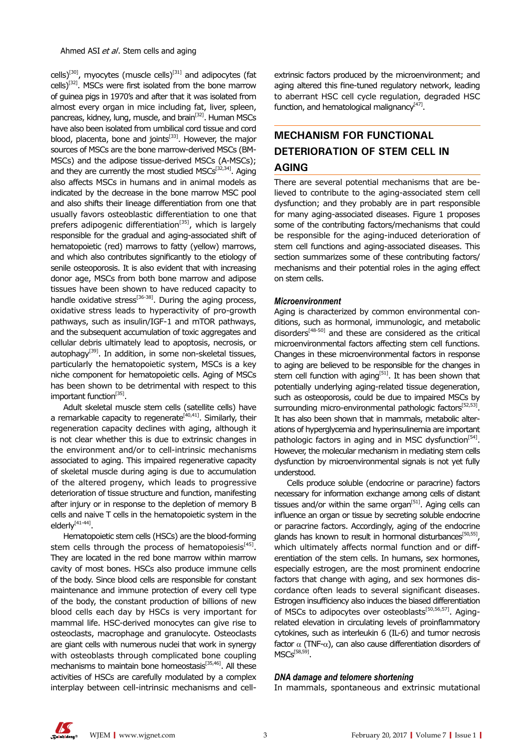cells)[30], myocytes (muscle cells)[31] and adipocytes (fat cells)[32]. MSCs were first isolated from the bone marrow of guinea pigs in 1970's and after that it was isolated from almost every organ in mice including fat, liver, spleen, pancreas, kidney, lung, muscle, and brain[32]. Human MSCs have also been isolated from umbilical cord tissue and cord blood, placenta, bone and joints[33]. However, the major sources of MSCs are the bone marrow-derived MSCs (BM-MSCs) and the adipose tissue-derived MSCs (A-MSCs); and they are currently the most studied MSCs[32,34]. Aging also affects MSCs in humans and in animal models as indicated by the decrease in the bone marrow MSC pool and also shifts their lineage differentiation from one that usually favors osteoblastic differentiation to one that prefers adipogenic differentiation[35], which is largely responsible for the gradual and aging-associated shift of hematopoietic (red) marrows to fatty (yellow) marrows, and which also contributes significantly to the etiology of senile osteoporosis. It is also evident that with increasing donor age, MSCs from both bone marrow and adipose tissues have been shown to have reduced capacity to handle oxidative stress[36-38]. During the aging process, oxidative stress leads to hyperactivity of pro-growth pathways, such as insulin/IGF-1 and mTOR pathways, and the subsequent accumulation of toxic aggregates and cellular debris ultimately lead to apoptosis, necrosis, or autophagy[39]. In addition, in some non-skeletal tissues, particularly the hematopoietic system, MSCs is a key niche component for hematopoietic cells. Aging of MSCs has been shown to be detrimental with respect to this important function[35].

Adult skeletal muscle stem cells (satellite cells) have a remarkable capacity to regenerate[40,41]. Similarly, their regeneration capacity declines with aging, although it is not clear whether this is due to extrinsic changes in the environment and/or to cell-intrinsic mechanisms associated to aging. This impaired regenerative capacity of skeletal muscle during aging is due to accumulation of the altered progeny, which leads to progressive deterioration of tissue structure and function, manifesting after injury or in response to the depletion of memory B cells and naive T cells in the hematopoietic system in the elderly[41-44].

Hematopoietic stem cells (HSCs) are the blood-forming stem cells through the process of hematopoiesis[45]. They are located in the red bone marrow within marrow cavity of most bones. HSCs also produce immune cells of the body. Since blood cells are responsible for constant maintenance and immune protection of every cell type of the body, the constant production of billions of new blood cells each day by HSCs is very important for mammal life. HSC-derived monocytes can give rise to osteoclasts, macrophage and granulocyte. Osteoclasts are giant cells with numerous nuclei that work in synergy with osteoblasts through complicated bone coupling mechanisms to maintain bone homeostasis[35,46]. All these activities of HSCs are carefully modulated by a complex interplay between cell-intrinsic mechanisms and cell-extrinsic factors produced by the microenvironment; and aging altered this fine-tuned regulatory network, leading to aberrant HSC cell cycle regulation, degraded HSC function, and hematological malignancy[47].

## MECHANISM FOR FUNCTIONAL DETERIORATION OF STEM CELL IN AGING

There are several potential mechanisms that are believed to contribute to the aging-associated stem cell dysfunction; and they probably are in part responsible for many aging-associated diseases. Figure 1 proposes some of the contributing factors/mechanisms that could be responsible for the aging-induced deterioration of stem cell functions and aging-associated diseases. This section summarizes some of these contributing factors/mechanisms and their potential roles in the aging effect on stem cells.

### *Microenvironment*

Aging is characterized by common environmental conditions, such as hormonal, immunologic, and metabolic disorders[48-50] and these are considered as the critical microenvironmental factors affecting stem cell functions. Changes in these microenvironmental factors in response to aging are believed to be responsible for the changes in stem cell function with aging[51]. It has been shown that potentially underlying aging-related tissue degeneration, such as osteoporosis, could be due to impaired MSCs by surrounding micro-environmental pathologic factors[52,53]. It has also been shown that in mammals, metabolic alterations of hyperglycemia and hyperinsulinemia are important pathologic factors in aging and in MSC dysfunction[54]. However, the molecular mechanism in mediating stem cells dysfunction by microenvironmental signals is not yet fully understood.

Cells produce soluble (endocrine or paracrine) factors necessary for information exchange among cells of distant tissues and/or within the same organ[51]. Aging cells can influence an organ or tissue by secreting soluble endocrine or paracrine factors. Accordingly, aging of the endocrine glands has known to result in hormonal disturbances[50,55], which ultimately affects normal function and or differentiation of the stem cells. In humans, sex hormones, especially estrogen, are the most prominent endocrine factors that change with aging, and sex hormones discordance often leads to several significant diseases. Estrogen insufficiency also induces the biased differentiation of MSCs to adipocytes over osteoblasts[50,56,57]. Aging-related elevation in circulating levels of proinflammatory cytokines, such as interleukin 6 (IL-6) and tumor necrosis factor $\alpha$ (TNF-$\alpha$), can also cause differentiation disorders of MSCs[58,59].

### *DNA damage and telomere shortening*

In mammals, spontaneous and extrinsic mutational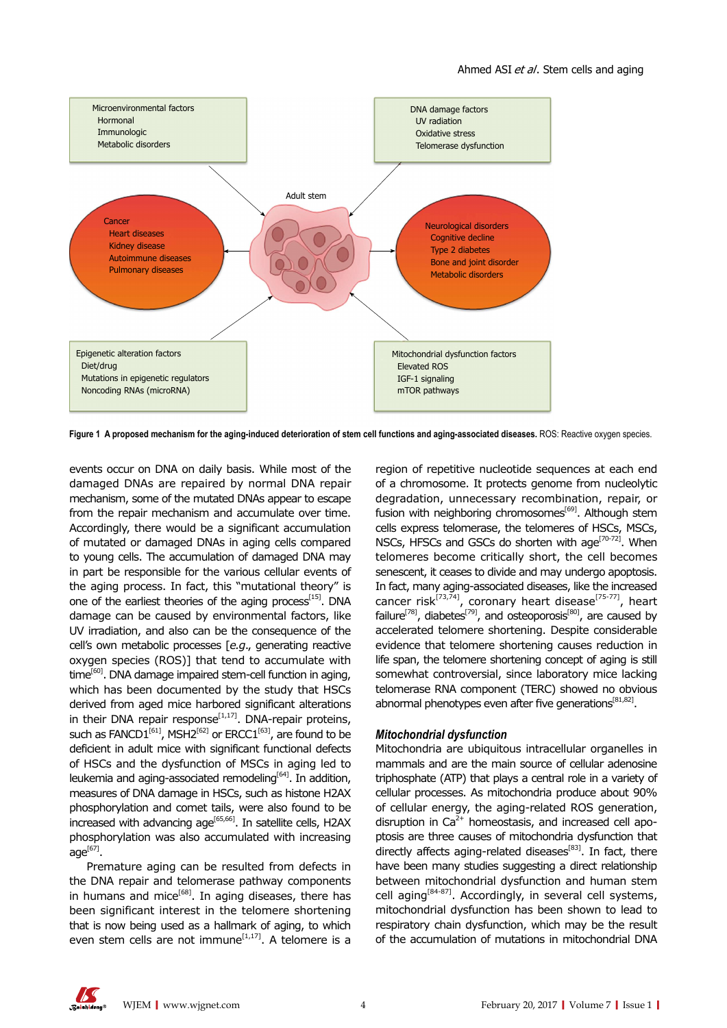**Figure 1 A proposed mechanism for the aging-induced deterioration of stem cell functions and aging-associated diseases.** ROS: Reactive oxygen species.

events occur on DNA on daily basis. While most of the damaged DNAs are repaired by normal DNA repair mechanism, some of the mutated DNAs appear to escape from the repair mechanism and accumulate over time. Accordingly, there would be a significant accumulation of mutated or damaged DNAs in aging cells compared to young cells. The accumulation of damaged DNA may in part be responsible for the various cellular events of the aging process. In fact, this "mutational theory" is one of the earliest theories of the aging process[15]. DNA damage can be caused by environmental factors, like UV irradiation, and also can be the consequence of the cell's own metabolic processes [*e.g.*, generating reactive oxygen species (ROS)] that tend to accumulate with time[60]. DNA damage impaired stem-cell function in aging, which has been documented by the study that HSCs derived from aged mice harbored significant alterations in their DNA repair response[1,17]. DNA-repair proteins, such as FANCD1[61], MSH2[62] or ERCC1[63], are found to be deficient in adult mice with significant functional defects of HSCs and the dysfunction of MSCs in aging led to leukemia and aging-associated remodeling[64]. In addition, measures of DNA damage in HSCs, such as histone H2AX phosphorylation and comet tails, were also found to be increased with advancing age[65,66]. In satellite cells, H2AX phosphorylation was also accumulated with increasing age[67].

Premature aging can be resulted from defects in the DNA repair and telomerase pathway components in humans and mice[68]. In aging diseases, there has been significant interest in the telomere shortening that is now being used as a hallmark of aging, to which even stem cells are not immune[1,17]. A telomere is a region of repetitive nucleotide sequences at each end of a chromosome. It protects genome from nucleolytic degradation, unnecessary recombination, repair, or fusion with neighboring chromosomes[69]. Although stem cells express telomerase, the telomeres of HSCs, MSCs, NSCs, HFSCs and GSCs do shorten with age[70-72]. When telomeres become critically short, the cell becomes senescent, it ceases to divide and may undergo apoptosis. In fact, many aging-associated diseases, like the increased cancer risk[73,74], coronary heart disease[75-77], heart failure[78], diabetes[79], and osteoporosis[80], are caused by accelerated telomere shortening. Despite considerable evidence that telomere shortening causes reduction in life span, the telomere shortening concept of aging is still somewhat controversial, since laboratory mice lacking telomerase RNA component (TERC) showed no obvious abnormal phenotypes even after five generations[81,82].

### *Mitochondrial dysfunction*

Mitochondria are ubiquitous intracellular organelles in mammals and are the main source of cellular adenosine triphosphate (ATP) that plays a central role in a variety of cellular processes. As mitochondria produce about 90% of cellular energy, the aging-related ROS generation, disruption in $Ca^{2+}$ homeostasis, and increased cell apoptosis are three causes of mitochondria dysfunction that directly affects aging-related diseases[83]. In fact, there have been many studies suggesting a direct relationship between mitochondrial dysfunction and human stem cell aging[84-87]. Accordingly, in several cell systems, mitochondrial dysfunction has been shown to lead to respiratory chain dysfunction, which may be the result of the accumulation of mutations in mitochondrial DNA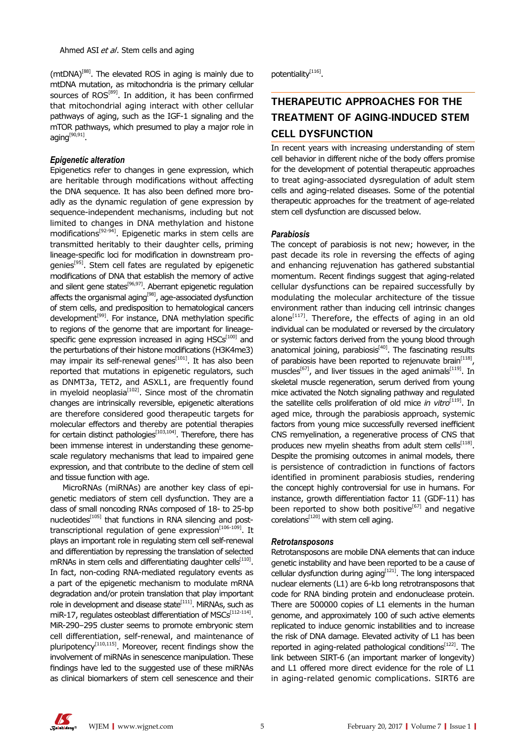(mtDNA)[88]. The elevated ROS in aging is mainly due to mtDNA mutation, as mitochondria is the primary cellular sources of ROS[89]. In addition, it has been confirmed that mitochondrial aging interact with other cellular pathways of aging, such as the IGF-1 signaling and the mTOR pathways, which presumed to play a major role in aging[90,91].

### *Epigenetic alteration*

Epigenetics refer to changes in gene expression, which are heritable through modifications without affecting the DNA sequence. It has also been defined more broadly as the dynamic regulation of gene expression by sequence-independent mechanisms, including but not limited to changes in DNA methylation and histone modifications[92-94]. Epigenetic marks in stem cells are transmitted heritably to their daughter cells, priming lineage-specific loci for modification in downstream progenies[95]. Stem cell fates are regulated by epigenetic modifications of DNA that establish the memory of active and silent gene states[96,97]. Aberrant epigenetic regulation affects the organismal aging[98], age-associated dysfunction of stem cells, and predisposition to hematological cancers development[99]. For instance, DNA methylation specific to regions of the genome that are important for lineage-specific gene expression increased in aging HSCs[100] and the perturbations of their histone modifications (H3K4me3) may impair its self-renewal genes[101]. It has also been reported that mutations in epigenetic regulators, such as DNMT3a, TET2, and ASXL1, are frequently found in myeloid neoplasia[102]. Since most of the chromatin changes are intrinsically reversible, epigenetic alterations are therefore considered good therapeutic targets for molecular effectors and thereby are potential therapies for certain distinct pathologies[103,104]. Therefore, there has been immense interest in understanding these genome-scale regulatory mechanisms that lead to impaired gene expression, and that contribute to the decline of stem cell and tissue function with age.

MicroRNAs (miRNAs) are another key class of epigenetic mediators of stem cell dysfunction. They are a class of small noncoding RNAs composed of 18- to 25-bp nucleotides[105] that functions in RNA silencing and post-transcriptional regulation of gene expression[106-109]. It plays an important role in regulating stem cell self-renewal and differentiation by repressing the translation of selected mRNAs in stem cells and differentiating daughter cells[110]. In fact, non-coding RNA-mediated regulatory events as a part of the epigenetic mechanism to modulate mRNA degradation and/or protein translation that play important role in development and disease state[111]. MiRNAs, such as miR-17, regulates osteoblast differentiation of MSCs[112-114]. MiR-290–295 cluster seems to promote embryonic stem cell differentiation, self-renewal, and maintenance of pluripotency[110,115]. Moreover, recent findings show the involvement of miRNAs in senescence manipulation. These findings have led to the suggested use of these miRNAs as clinical biomarkers of stem cell senescence and their potentiality[116].

## THERAPEUTIC APPROACHES FOR THE TREATMENT OF AGING-INDUCED STEM CELL DYSFUNCTION

In recent years with increasing understanding of stem cell behavior in different niche of the body offers promise for the development of potential therapeutic approaches to treat aging-associated dysregulation of adult stem cells and aging-related diseases. Some of the potential therapeutic approaches for the treatment of age-related stem cell dysfunction are discussed below.

### *Parabiosis*

The concept of parabiosis is not new; however, in the past decade its role in reversing the effects of aging and enhancing rejuvenation has gathered substantial momentum. Recent findings suggest that aging-related cellular dysfunctions can be repaired successfully by modulating the molecular architecture of the tissue environment rather than inducing cell intrinsic changes alone[117]. Therefore, the effects of aging in an old individual can be modulated or reversed by the circulatory or systemic factors derived from the young blood through anatomical joining, parabiosis[40]. The fascinating results of parabiosis have been reported to rejuvenate brain[118], muscles[67], and liver tissues in the aged animals[119]. In skeletal muscle regeneration, serum derived from young mice activated the Notch signaling pathway and regulated the satellite cells proliferation of old mice *in vitro*[119]. In aged mice, through the parabiosis approach, systemic factors from young mice successfully reversed inefficient CNS remyelination, a regenerative process of CNS that produces new myelin sheaths from adult stem cells[118]. Despite the promising outcomes in animal models, there is persistence of contradiction in functions of factors identified in prominent parabiosis studies, rendering the concept highly controversial for use in humans. For instance, growth differentiation factor 11 (GDF-11) has been reported to show both positive[67] and negative corelations[120] with stem cell aging.

### *Retrotansposons*

Retrotansposons are mobile DNA elements that can induce genetic instability and have been reported to be a cause of cellular dysfunction during aging[121]. The long interspaced nuclear elements (L1) are 6-kb long retrotransposons that code for RNA binding protein and endonuclease protein. There are 500000 copies of L1 elements in the human genome, and approximately 100 of such active elements replicated to induce genomic instabilities and to increase the risk of DNA damage. Elevated activity of L1 has been reported in aging-related pathological conditions[122]. The link between SIRT-6 (an important marker of longevity) and L1 offered more direct evidence for the role of L1 in aging-related genomic complications. SIRT6 are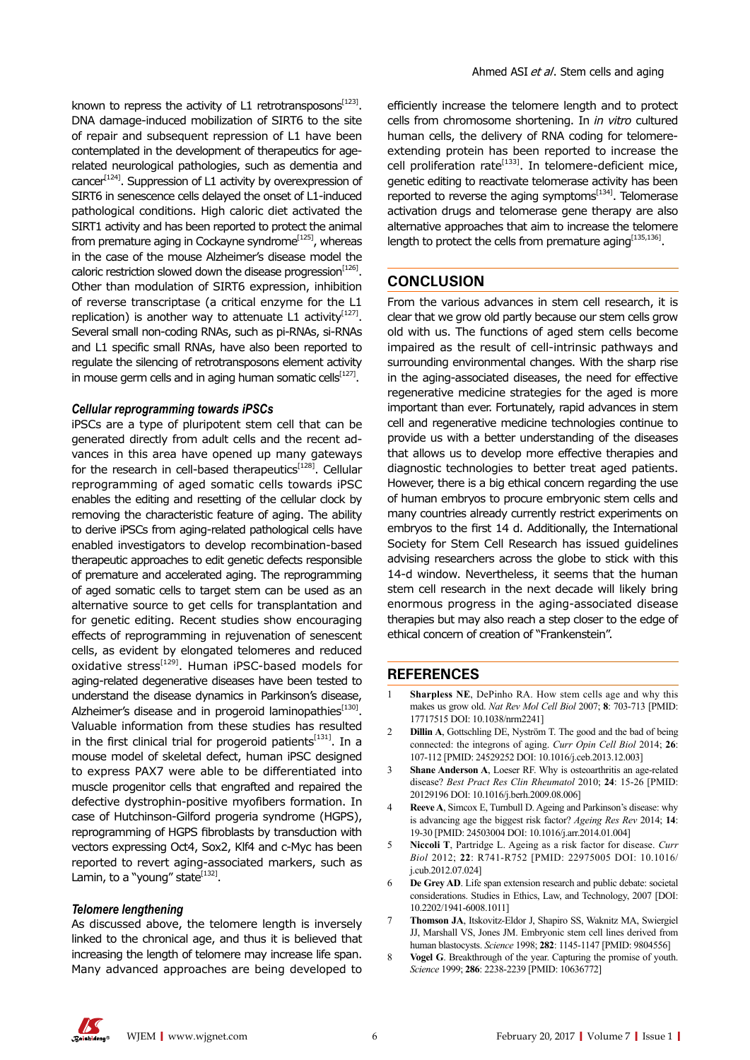known to repress the activity of L1 retrotransposons[123]. DNA damage-induced mobilization of SIRT6 to the site of repair and subsequent repression of L1 have been contemplated in the development of therapeutics for age-related neurological pathologies, such as dementia and cancer[124]. Suppression of L1 activity by overexpression of SIRT6 in senescence cells delayed the onset of L1-induced pathological conditions. High caloric diet activated the SIRT1 activity and has been reported to protect the animal from premature aging in Cockayne syndrome[125], whereas in the case of the mouse Alzheimer's disease model the caloric restriction slowed down the disease progression[126]. Other than modulation of SIRT6 expression, inhibition of reverse transcriptase (a critical enzyme for the L1 replication) is another way to attenuate L1 activity[127]. Several small non-coding RNAs, such as pi-RNAs, si-RNAs and L1 specific small RNAs, have also been reported to regulate the silencing of retrotransposons element activity in mouse germ cells and in aging human somatic cells[127].

### *Cellular reprogramming towards iPSCs*

iPSCs are a type of pluripotent stem cell that can be generated directly from adult cells and the recent advances in this area have opened up many gateways for the research in cell-based therapeutics[128]. Cellular reprogramming of aged somatic cells towards iPSC enables the editing and resetting of the cellular clock by removing the characteristic feature of aging. The ability to derive iPSCs from aging-related pathological cells have enabled investigators to develop recombination-based therapeutic approaches to edit genetic defects responsible of premature and accelerated aging. The reprogramming of aged somatic cells to target stem can be used as an alternative source to get cells for transplantation and for genetic editing. Recent studies show encouraging effects of reprogramming in rejuvenation of senescent cells, as evident by elongated telomeres and reduced oxidative stress[129]. Human iPSC-based models for aging-related degenerative diseases have been tested to understand the disease dynamics in Parkinson's disease, Alzheimer's disease and in progeroid laminopathies[130]. Valuable information from these studies has resulted in the first clinical trial for progeroid patients[131]. In a mouse model of skeletal defect, human iPSC designed to express PAX7 were able to be differentiated into muscle progenitor cells that engrafted and repaired the defective dystrophin-positive myofibers formation. In case of Hutchinson-Gilford progeria syndrome (HGPS), reprogramming of HGPS fibroblasts by transduction with vectors expressing Oct4, Sox2, Klf4 and c-Myc has been reported to revert aging-associated markers, such as Lamin, to a "young" state[132].

### *Telomere lengthening*

As discussed above, the telomere length is inversely linked to the chronical age, and thus it is believed that increasing the length of telomere may increase life span. Many advanced approaches are being developed to efficiently increase the telomere length and to protect cells from chromosome shortening. In *in vitro* cultured human cells, the delivery of RNA coding for telomere-extending protein has been reported to increase the cell proliferation rate[133]. In telomere-deficient mice, genetic editing to reactivate telomerase activity has been reported to reverse the aging symptoms[134]. Telomerase activation drugs and telomerase gene therapy are also alternative approaches that aim to increase the telomere length to protect the cells from premature aging[135,136].

## CONCLUSION

From the various advances in stem cell research, it is clear that we grow old partly because our stem cells grow old with us. The functions of aged stem cells become impaired as the result of cell-intrinsic pathways and surrounding environmental changes. With the sharp rise in the aging-associated diseases, the need for effective regenerative medicine strategies for the aged is more important than ever. Fortunately, rapid advances in stem cell and regenerative medicine technologies continue to provide us with a better understanding of the diseases that allows us to develop more effective therapies and diagnostic technologies to better treat aged patients. However, there is a big ethical concern regarding the use of human embryos to procure embryonic stem cells and many countries already currently restrict experiments on embryos to the first 14 d. Additionally, the International Society for Stem Cell Research has issued guidelines advising researchers across the globe to stick with this 14-d window. Nevertheless, it seems that the human stem cell research in the next decade will likely bring enormous progress in the aging-associated disease therapies but may also reach a step closer to the edge of ethical concern of creation of "Frankenstein".

## REFERENCES

1. **Sharpless NE**, DePinho RA. How stem cells age and why this makes us grow old. *Nat Rev Mol Cell Biol* 2007; **8**: 703-713 [PMID: 17717515 DOI: 10.1038/nrm2241]
2. **Dillin A**, Gottschling DE, Nyström T. The good and the bad of being connected: the integrons of aging. *Curr Opin Cell Biol* 2014; **26**: 107-112 [PMID: 24529252 DOI: 10.1016/j.ceb.2013.12.003]
3. **Shane Anderson A**, Loeser RF. Why is osteoarthritis an age-related disease? *Best Pract Res Clin Rheumatol* 2010; **24**: 15-26 [PMID: 20129196 DOI: 10.1016/j.berh.2009.08.006]
4. **Reeve A**, Simcox E, Turnbull D. Ageing and Parkinson's disease: why is advancing age the biggest risk factor? *Ageing Res Rev* 2014; **14**: 19-30 [PMID: 24503004 DOI: 10.1016/j.arr.2014.01.004]
5. **Niccoli T**, Partridge L. Ageing as a risk factor for disease. *Curr Biol* 2012; **22**: R741-R752 [PMID: 22975005 DOI: 10.1016/j.cub.2012.07.024]
6. **De Grey AD**. Life span extension research and public debate: societal considerations. Studies in Ethics, Law, and Technology, 2007 [DOI: 10.2202/1941-6008.1011]
7. **Thomson JA**, Itskovitz-Eldor J, Shapiro SS, Waknitz MA, Swiergiel JJ, Marshall VS, Jones JM. Embryonic stem cell lines derived from human blastocysts. *Science* 1998; **282**: 1145-1147 [PMID: 9804556]
8. **Vogel G**. Breakthrough of the year. Capturing the promise of youth. *Science* 1999; **286**: 2238-2239 [PMID: 10636772]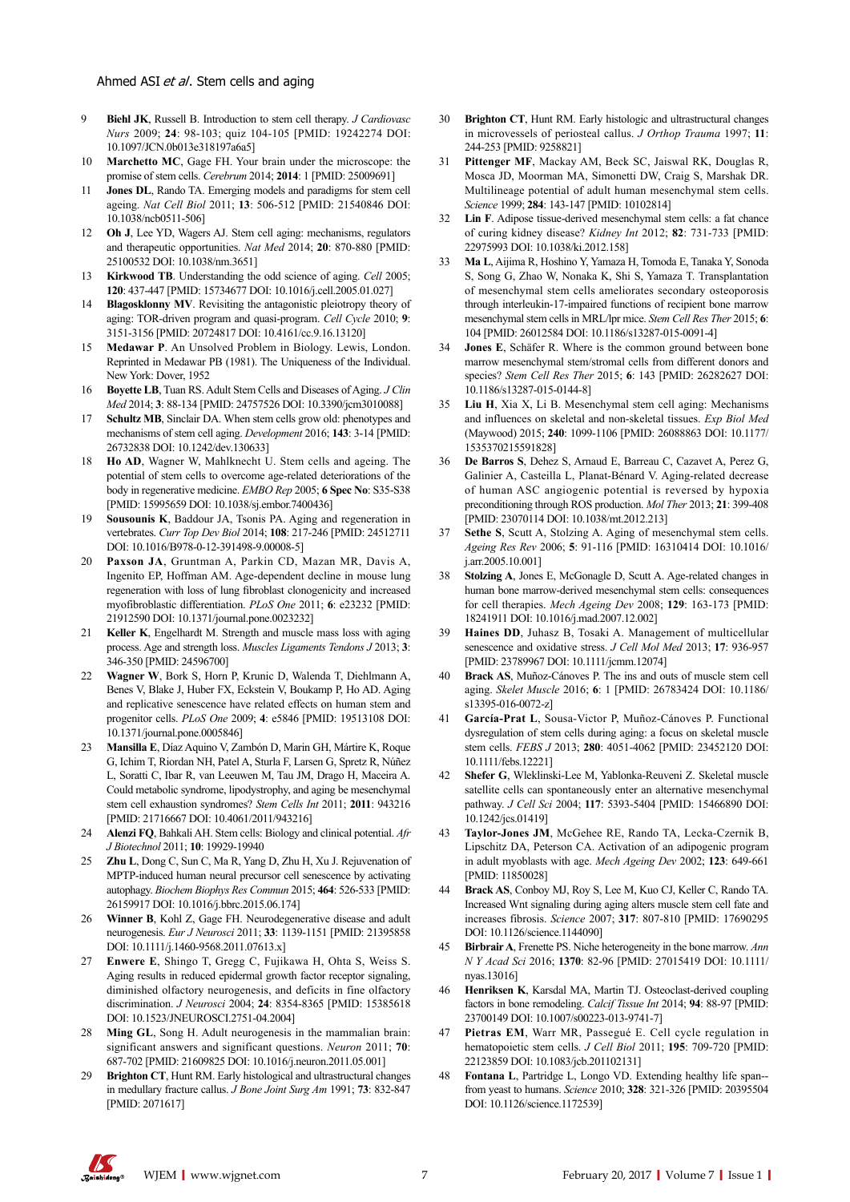9 **Biehl JK**, Russell B. Introduction to stem cell therapy. *J Cardiovasc Nurs* 2009; **24**: 98-103; quiz 104-105 [PMID: 19242274 DOI: 10.1097/JCN.0b013e318197a6a5]

10 **Marchetto MC**, Gage FH. Your brain under the microscope: the promise of stem cells. *Cerebrum* 2014; **2014**: 1 [PMID: 25009691]

11 **Jones DL**, Rando TA. Emerging models and paradigms for stem cell ageing. *Nat Cell Biol* 2011; **13**: 506-512 [PMID: 21540846 DOI: 10.1038/ncb0511-506]

12 **Oh J**, Lee YD, Wagers AJ. Stem cell aging: mechanisms, regulators and therapeutic opportunities. *Nat Med* 2014; **20**: 870-880 [PMID: 25100532 DOI: 10.1038/nm.3651]

13 **Kirkwood TB**. Understanding the odd science of aging. *Cell* 2005; **120**: 437-447 [PMID: 15734677 DOI: 10.1016/j.cell.2005.01.027]

14 **Blagosklonny MV**. Revisiting the antagonistic pleiotropy theory of aging: TOR-driven program and quasi-program. *Cell Cycle* 2010; **9**: 3151-3156 [PMID: 20724817 DOI: 10.4161/cc.9.16.13120]

15 **Medawar P**. An Unsolved Problem in Biology. Lewis, London. Reprinted in Medawar PB (1981). The Uniqueness of the Individual. New York: Dover, 1952

16 **Boyette LB**, Tuan RS. Adult Stem Cells and Diseases of Aging. *J Clin Med* 2014; **3**: 88-134 [PMID: 24757526 DOI: 10.3390/jcm3010088]

17 **Schultz MB**, Sinclair DA. When stem cells grow old: phenotypes and mechanisms of stem cell aging. *Development* 2016; **143**: 3-14 [PMID: 26732838 DOI: 10.1242/dev.130633]

18 **Ho AD**, Wagner W, Mahlknecht U. Stem cells and ageing. The potential of stem cells to overcome age-related deteriorations of the body in regenerative medicine. *EMBO Rep* 2005; **6 Spec No**: S35-S38 [PMID: 15995659 DOI: 10.1038/sj.embor.7400436]

19 **Sousounis K**, Baddour JA, Tsonis PA. Aging and regeneration in vertebrates. *Curr Top Dev Biol* 2014; **108**: 217-246 [PMID: 24512711 DOI: 10.1016/B978-0-12-391498-9.00008-5]

20 **Paxson JA**, Gruntman A, Parkin CD, Mazan MR, Davis A, Ingenito EP, Hoffman AM. Age-dependent decline in mouse lung regeneration with loss of lung fibroblast clonogenicity and increased myofibroblastic differentiation. *PLoS One* 2011; **6**: e23232 [PMID: 21912590 DOI: 10.1371/journal.pone.0023232]

21 **Keller K**, Engelhardt M. Strength and muscle mass loss with aging process. Age and strength loss. *Muscles Ligaments Tendons J* 2013; **3**: 346-350 [PMID: 24596700]

22 **Wagner W**, Bork S, Horn P, Krunic D, Walenda T, Diehlmann A, Benes V, Blake J, Huber FX, Eckstein V, Boukamp P, Ho AD. Aging and replicative senescence have related effects on human stem and progenitor cells. *PLoS One* 2009; **4**: e5846 [PMID: 19513108 DOI: 10.1371/journal.pone.0005846]

23 **Mansilla E**, Díaz Aquino V, Zambón D, Marin GH, Mártire K, Roque G, Ichim T, Riordan NH, Patel A, Sturla F, Larsen G, Spretz R, Núñez L, Soratti C, Ibar R, van Leeuwen M, Tau JM, Drago H, Maceira A. Could metabolic syndrome, lipodystrophy, and aging be mesenchymal stem cell exhaustion syndromes? *Stem Cells Int* 2011; **2011**: 943216 [PMID: 21716667 DOI: 10.4061/2011/943216]

24 **Alenzi FQ**, Bahkali AH. Stem cells: Biology and clinical potential. *Afr J Biotechnol* 2011; **10**: 19929-19940

25 **Zhu L**, Dong C, Sun C, Ma R, Yang D, Zhu H, Xu J. Rejuvenation of MPTP-induced human neural precursor cell senescence by activating autophagy. *Biochem Biophys Res Commun* 2015; **464**: 526-533 [PMID: 26159917 DOI: 10.1016/j.bbrc.2015.06.174]

26 **Winner B**, Kohl Z, Gage FH. Neurodegenerative disease and adult neurogenesis. *Eur J Neurosci* 2011; **33**: 1139-1151 [PMID: 21395858 DOI: 10.1111/j.1460-9568.2011.07613.x]

27 **Enwere E**, Shingo T, Gregg C, Fujikawa H, Ohta S, Weiss S. Aging results in reduced epidermal growth factor receptor signaling, diminished olfactory neurogenesis, and deficits in fine olfactory discrimination. *J Neurosci* 2004; **24**: 8354-8365 [PMID: 15385618 DOI: 10.1523/JNEUROSCI.2751-04.2004]

28 **Ming GL**, Song H. Adult neurogenesis in the mammalian brain: significant answers and significant questions. *Neuron* 2011; **70**: 687-702 [PMID: 21609825 DOI: 10.1016/j.neuron.2011.05.001]

29 **Brighton CT**, Hunt RM. Early histological and ultrastructural changes in medullary fracture callus. *J Bone Joint Surg Am* 1991; **73**: 832-847 [PMID: 2071617]

30 **Brighton CT**, Hunt RM. Early histologic and ultrastructural changes in microvessels of periosteal callus. *J Orthop Trauma* 1997; **11**: 244-253 [PMID: 9258821]

31 **Pittenger MF**, Mackay AM, Beck SC, Jaiswal RK, Douglas R, Mosca JD, Moorman MA, Simonetti DW, Craig S, Marshak DR. Multilineage potential of adult human mesenchymal stem cells. *Science* 1999; **284**: 143-147 [PMID: 10102814]

32 **Lin F**. Adipose tissue-derived mesenchymal stem cells: a fat chance of curing kidney disease? *Kidney Int* 2012; **82**: 731-733 [PMID: 22975993 DOI: 10.1038/ki.2012.158]

33 **Ma L**, Aijima R, Hoshino Y, Yamaza H, Tomoda E, Tanaka Y, Sonoda S, Song G, Zhao W, Nonaka K, Shi S, Yamaza T. Transplantation of mesenchymal stem cells ameliorates secondary osteoporosis through interleukin-17-impaired functions of recipient bone marrow mesenchymal stem cells in MRL/lpr mice. *Stem Cell Res Ther* 2015; **6**: 104 [PMID: 26012584 DOI: 10.1186/s13287-015-0091-4]

34 **Jones E**, Schäfer R. Where is the common ground between bone marrow mesenchymal stem/stromal cells from different donors and species? *Stem Cell Res Ther* 2015; **6**: 143 [PMID: 26282627 DOI: 10.1186/s13287-015-0144-8]

35 **Liu H**, Xia X, Li B. Mesenchymal stem cell aging: Mechanisms and influences on skeletal and non-skeletal tissues. *Exp Biol Med* (Maywood) 2015; **240**: 1099-1106 [PMID: 26088863 DOI: 10.1177/1535370215591828]

36 **De Barros S**, Dehez S, Arnaud E, Barreau C, Cazavet A, Perez G, Galinier A, Casteilla L, Planat-Bénard V. Aging-related decrease of human ASC angiogenic potential is reversed by hypoxia preconditioning through ROS production. *Mol Ther* 2013; **21**: 399-408 [PMID: 23070114 DOI: 10.1038/mt.2012.213]

37 **Sethe S**, Scutt A, Stolzing A. Aging of mesenchymal stem cells. *Ageing Res Rev* 2006; **5**: 91-116 [PMID: 16310414 DOI: 10.1016/j.arr.2005.10.001]

38 **Stolzing A**, Jones E, McGonagle D, Scutt A. Age-related changes in human bone marrow-derived mesenchymal stem cells: consequences for cell therapies. *Mech Ageing Dev* 2008; **129**: 163-173 [PMID: 18241911 DOI: 10.1016/j.mad.2007.12.002]

39 **Haines DD**, Juhasz B, Tosaki A. Management of multicellular senescence and oxidative stress. *J Cell Mol Med* 2013; **17**: 936-957 [PMID: 23789967 DOI: 10.1111/jcmm.12074]

40 **Brack AS**, Muñoz-Cánoves P. The ins and outs of muscle stem cell aging. *Skelet Muscle* 2016; **6**: 1 [PMID: 26783424 DOI: 10.1186/s13395-016-0072-z]

41 **García-Prat L**, Sousa-Victor P, Muñoz-Cánoves P. Functional dysregulation of stem cells during aging: a focus on skeletal muscle stem cells. *FEBS J* 2013; **280**: 4051-4062 [PMID: 23452120 DOI: 10.1111/febs.12221]

42 **Shefer G**, Wleklinski-Lee M, Yablonka-Reuveni Z. Skeletal muscle satellite cells can spontaneously enter an alternative mesenchymal pathway. *J Cell Sci* 2004; **117**: 5393-5404 [PMID: 15466890 DOI: 10.1242/jcs.01419]

43 **Taylor-Jones JM**, McGehee RE, Rando TA, Lecka-Czernik B, Lipschitz DA, Peterson CA. Activation of an adipogenic program in adult myoblasts with age. *Mech Ageing Dev* 2002; **123**: 649-661 [PMID: 11850028]

44 **Brack AS**, Conboy MJ, Roy S, Lee M, Kuo CJ, Keller C, Rando TA. Increased Wnt signaling during aging alters muscle stem cell fate and increases fibrosis. *Science* 2007; **317**: 807-810 [PMID: 17690295 DOI: 10.1126/science.1144090]

45 **Birbrair A**, Frenette PS. Niche heterogeneity in the bone marrow. *Ann N Y Acad Sci* 2016; **1370**: 82-96 [PMID: 27015419 DOI: 10.1111/nyas.13016]

46 **Henriksen K**, Karsdal MA, Martin TJ. Osteoclast-derived coupling factors in bone remodeling. *Calcif Tissue Int* 2014; **94**: 88-97 [PMID: 23700149 DOI: 10.1007/s00223-013-9741-7]

47 **Pietras EM**, Warr MR, Passegué E. Cell cycle regulation in hematopoietic stem cells. *J Cell Biol* 2011; **195**: 709-720 [PMID: 22123859 DOI: 10.1083/jcb.201102131]

48 **Fontana L**, Partridge L, Longo VD. Extending healthy life span--from yeast to humans. *Science* 2010; **328**: 321-326 [PMID: 20395504 DOI: 10.1126/science.1172539]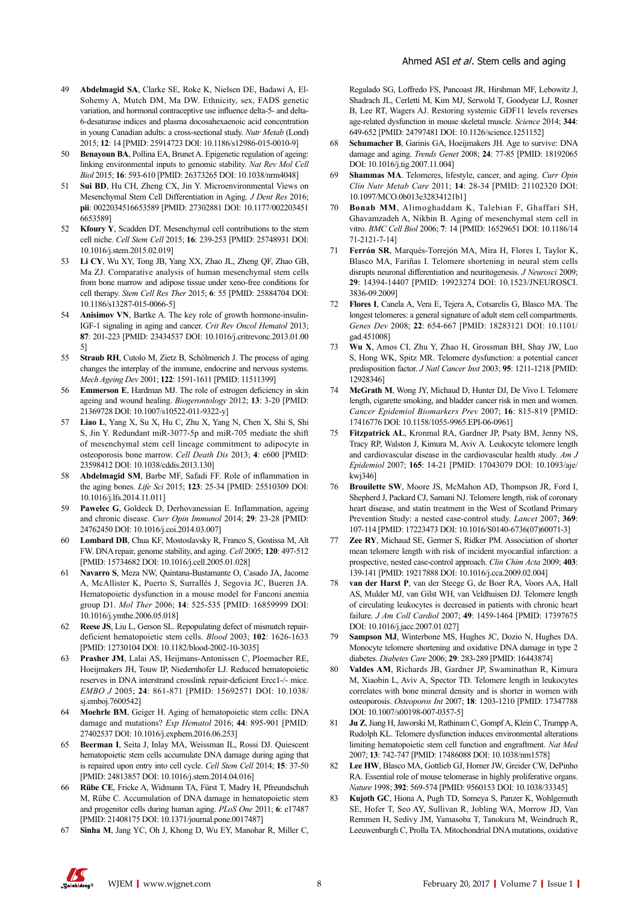49 **Abdelmagid SA**, Clarke SE, Roke K, Nielsen DE, Badawi A, El-Sohemy A, Mutch DM, Ma DW. Ethnicity, sex, FADS genetic variation, and hormonal contraceptive use influence delta-5- and delta-6-desaturase indices and plasma docosahexaenoic acid concentration in young Canadian adults: a cross-sectional study. *Nutr Metab* (Lond) 2015; **12**: 14 [PMID: 25914723 DOI: 10.1186/s12986-015-0010-9]

50 **Benayoun BA**, Pollina EA, Brunet A. Epigenetic regulation of ageing: linking environmental inputs to genomic stability. *Nat Rev Mol Cell Biol* 2015; **16**: 593-610 [PMID: 26373265 DOI: 10.1038/nrm4048]

51 **Sui BD**, Hu CH, Zheng CX, Jin Y. Microenvironmental Views on Mesenchymal Stem Cell Differentiation in Aging. *J Dent Res* 2016; **pii**: 0022034516653589 [PMID: 27302881 DOI: 10.1177/0022034516653589]

52 **Kfoury Y**, Scadden DT. Mesenchymal cell contributions to the stem cell niche. *Cell Stem Cell* 2015; **16**: 239-253 [PMID: 25748931 DOI: 10.1016/j.stem.2015.02.019]

53 **Li CY**, Wu XY, Tong JB, Yang XX, Zhao JL, Zheng QF, Zhao GB, Ma ZJ. Comparative analysis of human mesenchymal stem cells from bone marrow and adipose tissue under xeno-free conditions for cell therapy. *Stem Cell Res Ther* 2015; **6**: 55 [PMID: 25884704 DOI: 10.1186/s13287-015-0066-5]

54 **Anisimov VN**, Bartke A. The key role of growth hormone-insulin-IGF-1 signaling in aging and cancer. *Crit Rev Oncol Hematol* 2013; **87**: 201-223 [PMID: 23434537 DOI: 10.1016/j.critrevonc.2013.01.005]

55 **Straub RH**, Cutolo M, Zietz B, Schölmerich J. The process of aging changes the interplay of the immune, endocrine and nervous systems. *Mech Ageing Dev* 2001; **122**: 1591-1611 [PMID: 11511399]

56 **Emmerson E**, Hardman MJ. The role of estrogen deficiency in skin ageing and wound healing. *Biogerontology* 2012; **13**: 3-20 [PMID: 21369728 DOI: 10.1007/s10522-011-9322-y]

57 **Liao L**, Yang X, Su X, Hu C, Zhu X, Yang N, Chen X, Shi S, Shi S, Jin Y. Redundant miR-3077-5p and miR-705 mediate the shift of mesenchymal stem cell lineage commitment to adipocyte in osteoporosis bone marrow. *Cell Death Dis* 2013; **4**: e600 [PMID: 23598412 DOI: 10.1038/cddis.2013.130]

58 **Abdelmagid SM**, Barbe MF, Safadi FF. Role of inflammation in the aging bones. *Life Sci* 2015; **123**: 25-34 [PMID: 25510309 DOI: 10.1016/j.lfs.2014.11.011]

59 **Pawelec G**, Goldeck D, Derhovanessian E. Inflammation, ageing and chronic disease. *Curr Opin Immunol* 2014; **29**: 23-28 [PMID: 24762450 DOI: 10.1016/j.coi.2014.03.007]

60 **Lombard DB**, Chua KF, Mostoslavsky R, Franco S, Gostissa M, Alt FW. DNA repair, genome stability, and aging. *Cell* 2005; **120**: 497-512 [PMID: 15734682 DOI: 10.1016/j.cell.2005.01.028]

61 **Navarro S**, Meza NW, Quintana-Bustamante O, Casado JA, Jacome A, McAllister K, Puerto S, Surrallés J, Segovia JC, Bueren JA. Hematopoietic dysfunction in a mouse model for Fanconi anemia group D1. *Mol Ther* 2006; **14**: 525-535 [PMID: 16859999 DOI: 10.1016/j.ymthe.2006.05.018]

62 **Reese JS**, Liu L, Gerson SL. Repopulating defect of mismatch repair-deficient hematopoietic stem cells. *Blood* 2003; **102**: 1626-1633 [PMID: 12730104 DOI: 10.1182/blood-2002-10-3035]

63 **Prasher JM**, Lalai AS, Heijmans-Antonissen C, Ploemacher RE, Hoeijmakers JH, Touw IP, Niedernhofer LJ. Reduced hematopoietic reserves in DNA interstrand crosslink repair-deficient Ercc1-/- mice. *EMBO J* 2005; **24**: 861-871 [PMID: 15692571 DOI: 10.1038/sj.emboj.7600542]

64 **Moehrle BM**, Geiger H. Aging of hematopoietic stem cells: DNA damage and mutations? *Exp Hematol* 2016; **44**: 895-901 [PMID: 27402537 DOI: 10.1016/j.exphem.2016.06.253]

65 **Beerman I**, Seita J, Inlay MA, Weissman IL, Rossi DJ. Quiescent hematopoietic stem cells accumulate DNA damage during aging that is repaired upon entry into cell cycle. *Cell Stem Cell* 2014; **15**: 37-50 [PMID: 24813857 DOI: 10.1016/j.stem.2014.04.016]

66 **Rübe CE**, Fricke A, Widmann TA, Fürst T, Madry H, Pfreundschuh M, Rübe C. Accumulation of DNA damage in hematopoietic stem and progenitor cells during human aging. *PLoS One* 2011; **6**: e17487 [PMID: 21408175 DOI: 10.1371/journal.pone.0017487]

67 **Sinha M**, Jang YC, Oh J, Khong D, Wu EY, Manohar R, Miller C, Regalado SG, Loffredo FS, Pancoast JR, Hirshman MF, Lebowitz J, Shadrach JL, Cerletti M, Kim MJ, Serwold T, Goodyear LJ, Rosner B, Lee RT, Wagers AJ. Restoring systemic GDF11 levels reverses age-related dysfunction in mouse skeletal muscle. *Science* 2014; **344**: 649-652 [PMID: 24797481 DOI: 10.1126/science.1251152]

68 **Schumacher B**, Garinis GA, Hoeijmakers JH. Age to survive: DNA damage and aging. *Trends Genet* 2008; **24**: 77-85 [PMID: 18192065 DOI: 10.1016/j.tig.2007.11.004]

69 **Shammas MA**. Telomeres, lifestyle, cancer, and aging. *Curr Opin Clin Nutr Metab Care* 2011; **14**: 28-34 [PMID: 21102320 DOI: 10.1097/MCO.0b013e32834121b1]

70 **Bonab MM**, Alimoghaddam K, Talebian F, Ghaffari SH, Ghavamzadeh A, Nikbin B. Aging of mesenchymal stem cell in vitro. *BMC Cell Biol* 2006; **7**: 14 [PMID: 16529651 DOI: 10.1186/1471-2121-7-14]

71 **Ferrón SR**, Marqués-Torrejón MA, Mira H, Flores I, Taylor K, Blasco MA, Fariñas I. Telomere shortening in neural stem cells disrupts neuronal differentiation and neuritogenesis. *J Neurosci* 2009; **29**: 14394-14407 [PMID: 19923274 DOI: 10.1523/JNEUROSCI.3836-09.2009]

72 **Flores I**, Canela A, Vera E, Tejera A, Cotsarelis G, Blasco MA. The longest telomeres: a general signature of adult stem cell compartments. *Genes Dev* 2008; **22**: 654-667 [PMID: 18283121 DOI: 10.1101/gad.451008]

73 **Wu X**, Amos CI, Zhu Y, Zhao H, Grossman BH, Shay JW, Luo S, Hong WK, Spitz MR. Telomere dysfunction: a potential cancer predisposition factor. *J Natl Cancer Inst* 2003; **95**: 1211-1218 [PMID: 12928346]

74 **McGrath M**, Wong JY, Michaud D, Hunter DJ, De Vivo I. Telomere length, cigarette smoking, and bladder cancer risk in men and women. *Cancer Epidemiol Biomarkers Prev* 2007; **16**: 815-819 [PMID: 17416776 DOI: 10.1158/1055-9965.EPI-06-0961]

75 **Fitzpatrick AL**, Kronmal RA, Gardner JP, Psaty BM, Jenny NS, Tracy RP, Walston J, Kimura M, Aviv A. Leukocyte telomere length and cardiovascular disease in the cardiovascular health study. *Am J Epidemiol* 2007; **165**: 14-21 [PMID: 17043079 DOI: 10.1093/aje/kwj346]

76 **Brouilette SW**, Moore JS, McMahon AD, Thompson JR, Ford I, Shepherd J, Packard CJ, Samani NJ. Telomere length, risk of coronary heart disease, and statin treatment in the West of Scotland Primary Prevention Study: a nested case-control study. *Lancet* 2007; **369**: 107-114 [PMID: 17223473 DOI: 10.1016/S0140-6736(07)60071-3]

77 **Zee RY**, Michaud SE, Germer S, Ridker PM. Association of shorter mean telomere length with risk of incident myocardial infarction: a prospective, nested case-control approach. *Clin Chim Acta* 2009; **403**: 139-141 [PMID: 19217888 DOI: 10.1016/j.cca.2009.02.004]

78 **van der Harst P**, van der Steege G, de Boer RA, Voors AA, Hall AS, Mulder MJ, van Gilst WH, van Veldhuisen DJ. Telomere length of circulating leukocytes is decreased in patients with chronic heart failure. *J Am Coll Cardiol* 2007; **49**: 1459-1464 [PMID: 17397675 DOI: 10.1016/j.jacc.2007.01.027]

79 **Sampson MJ**, Winterbone MS, Hughes JC, Dozio N, Hughes DA. Monocyte telomere shortening and oxidative DNA damage in type 2 diabetes. *Diabetes Care* 2006; **29**: 283-289 [PMID: 16443874]

80 **Valdes AM**, Richards JB, Gardner JP, Swaminathan R, Kimura M, Xiaobin L, Aviv A, Spector TD. Telomere length in leukocytes correlates with bone mineral density and is shorter in women with osteoporosis. *Osteoporos Int* 2007; **18**: 1203-1210 [PMID: 17347788 DOI: 10.1007/s00198-007-0357-5]

81 **Ju Z**, Jiang H, Jaworski M, Rathinam C, Gompf A, Klein C, Trumpp A, Rudolph KL. Telomere dysfunction induces environmental alterations limiting hematopoietic stem cell function and engraftment. *Nat Med* 2007; **13**: 742-747 [PMID: 17486088 DOI: 10.1038/nm1578]

82 **Lee HW**, Blasco MA, Gottlieb GJ, Horner JW, Greider CW, DePinho RA. Essential role of mouse telomerase in highly proliferative organs. *Nature* 1998; **392**: 569-574 [PMID: 9560153 DOI: 10.1038/33345]

83 **Kujoth GC**, Hiona A, Pugh TD, Someya S, Panzer K, Wohlgemuth SE, Hofer T, Seo AY, Sullivan R, Jobling WA, Morrow JD, Van Remmen H, Sedivy JM, Yamasoba T, Tanokura M, Weindruch R, Leeuwenburgh C, Prolla TA. Mitochondrial DNA mutations, oxidative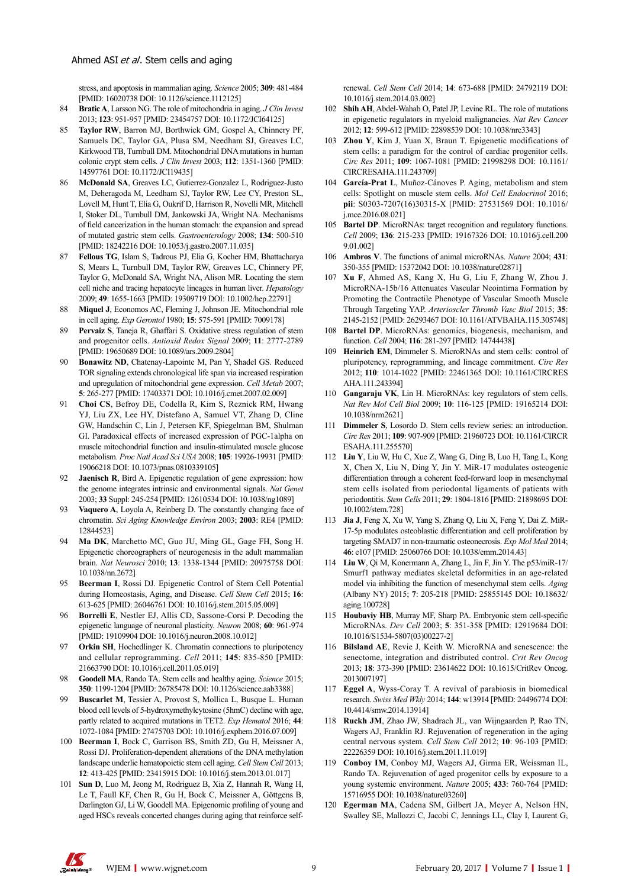stress, and apoptosis in mammalian aging. *Science* 2005; **309**: 481-484 [PMID: 16020738 DOI: 10.1126/science.1112125]

84 **Bratic A**, Larsson NG. The role of mitochondria in aging. *J Clin Invest* 2013; **123**: 951-957 [PMID: 23454757 DOI: 10.1172/JCI64125]

85 **Taylor RW**, Barron MJ, Borthwick GM, Gospel A, Chinnery PF, Samuels DC, Taylor GA, Plusa SM, Needham SJ, Greaves LC, Kirkwood TB, Turnbull DM. Mitochondrial DNA mutations in human colonic crypt stem cells. *J Clin Invest* 2003; **112**: 1351-1360 [PMID: 14597761 DOI: 10.1172/JCI19435]

86 **McDonald SA**, Greaves LC, Gutierrez-Gonzalez L, Rodriguez-Justo M, Deheragoda M, Leedham SJ, Taylor RW, Lee CY, Preston SL, Lovell M, Hunt T, Elia G, Oukrif D, Harrison R, Novelli MR, Mitchell I, Stoker DL, Turnbull DM, Jankowski JA, Wright NA. Mechanisms of field cancerization in the human stomach: the expansion and spread of mutated gastric stem cells. *Gastroenterology* 2008; **134**: 500-510 [PMID: 18242216 DOI: 10.1053/j.gastro.2007.11.035]

87 **Fellous TG**, Islam S, Tadrous PJ, Elia G, Kocher HM, Bhattacharya S, Mears L, Turnbull DM, Taylor RW, Greaves LC, Chinnery PF, Taylor G, McDonald SA, Wright NA, Alison MR. Locating the stem cell niche and tracing hepatocyte lineages in human liver. *Hepatology* 2009; **49**: 1655-1663 [PMID: 19309719 DOI: 10.1002/hep.22791]

88 **Miquel J**, Economos AC, Fleming J, Johnson JE. Mitochondrial role in cell aging. *Exp Gerontol* 1980; **15**: 575-591 [PMID: 7009178]

89 **Pervaiz S**, Taneja R, Ghaffari S. Oxidative stress regulation of stem and progenitor cells. *Antioxid Redox Signal* 2009; **11**: 2777-2789 [PMID: 19650689 DOI: 10.1089/ars.2009.2804]

90 **Bonawitz ND**, Chenay-Lapointe M, Pan Y, Shadel GS. Reduced TOR signaling extends chronological life span via increased respiration and upregulation of mitochondrial gene expression. *Cell Metab* 2007; **5**: 265-277 [PMID: 17403371 DOI: 10.1016/j.cmet.2007.02.009]

91 **Choi CS**, Befroy DE, Codella R, Kim S, Reznick RM, Hwang YJ, Liu ZX, Lee HY, Distefano A, Samuel VT, Zhang D, Cline GW, Handschin C, Lin J, Petersen KF, Spiegelman BM, Shulman GI. Paradoxical effects of increased expression of PGC-1alpha on muscle mitochondrial function and insulin-stimulated muscle glucose metabolism. *Proc Natl Acad Sci USA* 2008; **105**: 19926-19931 [PMID: 19066218 DOI: 10.1073/pnas.0810339105]

92 **Jaenisch R**, Bird A. Epigenetic regulation of gene expression: how the genome integrates intrinsic and environmental signals. *Nat Genet* 2003; **33** Suppl: 245-254 [PMID: 12610534 DOI: 10.1038/ng1089]

93 **Vaquero A**, Loyola A, Reinberg D. The constantly changing face of chromatin. *Sci Aging Knowledge Environ* 2003; **2003**: RE4 [PMID: 12844523]

94 **Ma DK**, Marchetto MC, Guo JU, Ming GL, Gage FH, Song H. Epigenetic choreographers of neurogenesis in the adult mammalian brain. *Nat Neurosci* 2010; **13**: 1338-1344 [PMID: 20975758 DOI: 10.1038/nn.2672]

95 **Beerman I**, Rossi DJ. Epigenetic Control of Stem Cell Potential during Homeostasis, Aging, and Disease. *Cell Stem Cell* 2015; **16**: 613-625 [PMID: 26046761 DOI: 10.1016/j.stem.2015.05.009]

96 **Borrelli E**, Nestler EJ, Allis CD, Sassone-Corsi P. Decoding the epigenetic language of neuronal plasticity. *Neuron* 2008; **60**: 961-974 [PMID: 19109904 DOI: 10.1016/j.neuron.2008.10.012]

97 **Orkin SH**, Hochedlinger K. Chromatin connections to pluripotency and cellular reprogramming. *Cell* 2011; **145**: 835-850 [PMID: 21663790 DOI: 10.1016/j.cell.2011.05.019]

98 **Goodell MA**, Rando TA. Stem cells and healthy aging. *Science* 2015; **350**: 1199-1204 [PMID: 26785478 DOI: 10.1126/science.aab3388]

99 **Buscarlet M**, Tessier A, Provost S, Mollica L, Busque L. Human blood cell levels of 5-hydroxymethylcytosine (5hmC) decline with age, partly related to acquired mutations in TET2. *Exp Hematol* 2016; **44**: 1072-1084 [PMID: 27475703 DOI: 10.1016/j.exphem.2016.07.009]

100 **Beerman I**, Bock C, Garrison BS, Smith ZD, Gu H, Meissner A, Rossi DJ. Proliferation-dependent alterations of the DNA methylation landscape underlie hematopoietic stem cell aging. *Cell Stem Cell* 2013; **12**: 413-425 [PMID: 23415915 DOI: 10.1016/j.stem.2013.01.017]

101 **Sun D**, Luo M, Jeong M, Rodriguez B, Xia Z, Hannah R, Wang H, Le T, Faull KF, Chen R, Gu H, Bock C, Meissner A, Göttgens B, Darlington GJ, Li W, Goodell MA. Epigenomic profiling of young and aged HSCs reveals concerted changes during aging that reinforce self-renewal. *Cell Stem Cell* 2014; **14**: 673-688 [PMID: 24792119 DOI: 10.1016/j.stem.2014.03.002]

102 **Shih AH**, Abdel-Wahab O, Patel JP, Levine RL. The role of mutations in epigenetic regulators in myeloid malignancies. *Nat Rev Cancer* 2012; **12**: 599-612 [PMID: 22898539 DOI: 10.1038/nrc3343]

103 **Zhou Y**, Kim J, Yuan X, Braun T. Epigenetic modifications of stem cells: a paradigm for the control of cardiac progenitor cells. *Circ Res* 2011; **109**: 1067-1081 [PMID: 21998298 DOI: 10.1161/CIRCRESAHA.111.243709]

104 **García-Prat L**, Muñoz-Cánoves P. Aging, metabolism and stem cells: Spotlight on muscle stem cells. *Mol Cell Endocrinol* 2016; **pii**: S0303-7207(16)30315-X [PMID: 27531569 DOI: 10.1016/j.mce.2016.08.021]

105 **Bartel DP**. MicroRNAs: target recognition and regulatory functions. *Cell* 2009; **136**: 215-233 [PMID: 19167326 DOI: 10.1016/j.cell.2009.01.002]

106 **Ambros V**. The functions of animal microRNAs. *Nature* 2004; **431**: 350-355 [PMID: 15372042 DOI: 10.1038/nature02871]

107 **Xu F**, Ahmed AS, Kang X, Hu G, Liu F, Zhang W, Zhou J. MicroRNA-15b/16 Attenuates Vascular Neointima Formation by Promoting the Contractile Phenotype of Vascular Smooth Muscle Through Targeting YAP. *Arterioscler Thromb Vasc Biol* 2015; **35**: 2145-2152 [PMID: 26293467 DOI: 10.1161/ATVBAHA.115.305748]

108 **Bartel DP**. MicroRNAs: genomics, biogenesis, mechanism, and function. *Cell* 2004; **116**: 281-297 [PMID: 14744438]

109 **Heinrich EM**, Dimmeler S. MicroRNAs and stem cells: control of pluripotency, reprogramming, and lineage commitment. *Circ Res* 2012; **110**: 1014-1022 [PMID: 22461365 DOI: 10.1161/CIRCRESAHA.111.243394]

110 **Gangaraju VK**, Lin H. MicroRNAs: key regulators of stem cells. *Nat Rev Mol Cell Biol* 2009; **10**: 116-125 [PMID: 19165214 DOI: 10.1038/nrm2621]

111 **Dimmeler S**, Losordo D. Stem cells review series: an introduction. *Circ Res* 2011; **109**: 907-909 [PMID: 21960723 DOI: 10.1161/CIRCRESAHA.111.255570]

112 **Liu Y**, Liu W, Hu C, Xue Z, Wang G, Ding B, Luo H, Tang L, Kong X, Chen X, Liu N, Ding Y, Jin Y. MiR-17 modulates osteogenic differentiation through a coherent feed-forward loop in mesenchymal stem cells isolated from periodontal ligaments of patients with periodontitis. *Stem Cells* 2011; **29**: 1804-1816 [PMID: 21898695 DOI: 10.1002/stem.728]

113 **Jia J**, Feng X, Xu W, Yang S, Zhang Q, Liu X, Feng Y, Dai Z. MiR-17-5p modulates osteoblastic differentiation and cell proliferation by targeting SMAD7 in non-traumatic osteonecrosis. *Exp Mol Med* 2014; **46**: e107 [PMID: 25060766 DOI: 10.1038/emm.2014.43]

114 **Liu W**, Qi M, Konermann A, Zhang L, Jin F, Jin Y. The p53/miR-17/Smurf1 pathway mediates skeletal deformities in an age-related model via inhibiting the function of mesenchymal stem cells. *Aging* (Albany NY) 2015; **7**: 205-218 [PMID: 25855145 DOI: 10.18632/aging.100728]

115 **Houbaviy HB**, Murray MF, Sharp PA. Embryonic stem cell-specific MicroRNAs. *Dev Cell* 2003; **5**: 351-358 [PMID: 12919684 DOI: 10.1016/S1534-5807(03)00227-2]

116 **Bilsland AE**, Revie J, Keith W. MicroRNA and senescence: the senectome, integration and distributed control. *Crit Rev Oncog* 2013; **18**: 373-390 [PMID: 23614622 DOI: 10.1615/CritRev Oncog.2013007197]

117 **Eggel A**, Wyss-Coray T. A revival of parabiosis in biomedical research. *Swiss Med Wkly* 2014; **144**: w13914 [PMID: 24496774 DOI: 10.4414/smw.2014.13914]

118 **Ruckh JM**, Zhao JW, Shadrach JL, van Wijngaarden P, Rao TN, Wagers AJ, Franklin RJ. Rejuvenation of regeneration in the aging central nervous system. *Cell Stem Cell* 2012; **10**: 96-103 [PMID: 22226359 DOI: 10.1016/j.stem.2011.11.019]

119 **Conboy IM**, Conboy MJ, Wagers AJ, Girma ER, Weissman IL, Rando TA. Rejuvenation of aged progenitor cells by exposure to a young systemic environment. *Nature* 2005; **433**: 760-764 [PMID: 15716955 DOI: 10.1038/nature03260]

120 **Egerman MA**, Cadena SM, Gilbert JA, Meyer A, Nelson HN, Swalley SE, Mallozzi C, Jacobi C, Jennings LL, Clay I, Laurent G,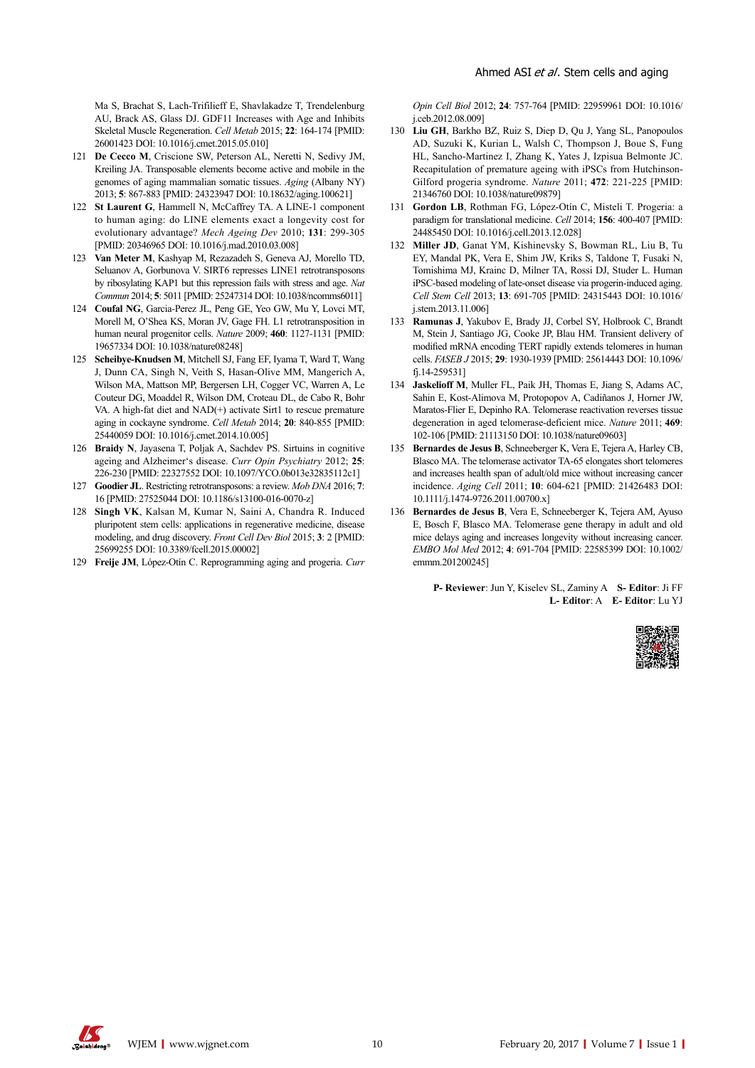Ma S, Brachat S, Lach-Trifilieff E, Shavlakadze T, Trendelenburg AU, Brack AS, Glass DJ. GDF11 Increases with Age and Inhibits Skeletal Muscle Regeneration. *Cell Metab* 2015; **22**: 164-174 [PMID: 26001423 DOI: 10.1016/j.cmet.2015.05.010]

121 **De Cecco M**, Criscione SW, Peterson AL, Neretti N, Sedivy JM, Kreiling JA. Transposable elements become active and mobile in the genomes of aging mammalian somatic tissues. *Aging* (Albany NY) 2013; **5**: 867-883 [PMID: 24323947 DOI: 10.18632/aging.100621]

122 **St Laurent G**, Hammell N, McCaffrey TA. A LINE-1 component to human aging: do LINE elements exact a longevity cost for evolutionary advantage? *Mech Ageing Dev* 2010; **131**: 299-305 [PMID: 20346965 DOI: 10.1016/j.mad.2010.03.008]

123 **Van Meter M**, Kashyap M, Rezazadeh S, Geneva AJ, Morello TD, Seluanov A, Gorbunova V. SIRT6 represses LINE1 retrotransposons by ribosylating KAP1 but this repression fails with stress and age. *Nat Commun* 2014; **5**: 5011 [PMID: 25247314 DOI: 10.1038/ncomms6011]

124 **Coufal NG**, Garcia-Perez JL, Peng GE, Yeo GW, Mu Y, Lovci MT, Morell M, O'Shea KS, Moran JV, Gage FH. L1 retrotransposition in human neural progenitor cells. *Nature* 2009; **460**: 1127-1131 [PMID: 19657334 DOI: 10.1038/nature08248]

125 **Scheibye-Knudsen M**, Mitchell SJ, Fang EF, Iyama T, Ward T, Wang J, Dunn CA, Singh N, Veith S, Hasan-Olive MM, Mangerich A, Wilson MA, Mattson MP, Bergersen LH, Cogger VC, Warren A, Le Couteur DG, Moaddel R, Wilson DM, Croteau DL, de Cabo R, Bohr VA. A high-fat diet and NAD(+) activate Sirt1 to rescue premature aging in cockayne syndrome. *Cell Metab* 2014; **20**: 840-855 [PMID: 25440059 DOI: 10.1016/j.cmet.2014.10.005]

126 **Braidy N**, Jayasena T, Poljak A, Sachdev PS. Sirtuins in cognitive ageing and Alzheimer's disease. *Curr Opin Psychiatry* 2012; **25**: 226-230 [PMID: 22327552 DOI: 10.1097/YCO.0b013e32835112c1]

127 **Goodier JL**. Restricting retrotransposons: a review. *Mob DNA* 2016; **7**: 16 [PMID: 27525044 DOI: 10.1186/s13100-016-0070-z]

128 **Singh VK**, Kalsan M, Kumar N, Saini A, Chandra R. Induced pluripotent stem cells: applications in regenerative medicine, disease modeling, and drug discovery. *Front Cell Dev Biol* 2015; **3**: 2 [PMID: 25699255 DOI: 10.3389/fcell.2015.00002]

129 **Freije JM**, López-Otín C. Reprogramming aging and progeria. *Curr Opin Cell Biol* 2012; **24**: 757-764 [PMID: 22959961 DOI: 10.1016/j.ceb.2012.08.009]

130 **Liu GH**, Barkho BZ, Ruiz S, Diep D, Qu J, Yang SL, Panopoulos AD, Suzuki K, Kurian L, Walsh C, Thompson J, Boue S, Fung HL, Sancho-Martinez I, Zhang K, Yates J, Izpisua Belmonte JC. Recapitulation of premature ageing with iPSCs from Hutchinson-Gilford progeria syndrome. *Nature* 2011; **472**: 221-225 [PMID: 21346760 DOI: 10.1038/nature09879]

131 **Gordon LB**, Rothman FG, López-Otín C, Misteli T. Progeria: a paradigm for translational medicine. *Cell* 2014; **156**: 400-407 [PMID: 24485450 DOI: 10.1016/j.cell.2013.12.028]

132 **Miller JD**, Ganat YM, Kishinevsky S, Bowman RL, Liu B, Tu EY, Mandal PK, Vera E, Shim JW, Kriks S, Taldone T, Fusaki N, Tomishima MJ, Krainc D, Milner TA, Rossi DJ, Studer L. Human iPSC-based modeling of late-onset disease via progerin-induced aging. *Cell Stem Cell* 2013; **13**: 691-705 [PMID: 24315443 DOI: 10.1016/j.stem.2013.11.006]

133 **Ramunas J**, Yakubov E, Brady JJ, Corbel SY, Holbrook C, Brandt M, Stein J, Santiago JG, Cooke JP, Blau HM. Transient delivery of modified mRNA encoding TERT rapidly extends telomeres in human cells. *FASEB J* 2015; **29**: 1930-1939 [PMID: 25614443 DOI: 10.1096/fj.14-259531]

134 **Jaskelioff M**, Muller FL, Paik JH, Thomas E, Jiang S, Adams AC, Sahin E, Kost-Alimova M, Protopopov A, Cadiñanos J, Horner JW, Maratos-Flier E, Depinho RA. Telomerase reactivation reverses tissue degeneration in aged telomerase-deficient mice. *Nature* 2011; **469**: 102-106 [PMID: 21113150 DOI: 10.1038/nature09603]

135 **Bernardes de Jesus B**, Schneeberger K, Vera E, Tejera A, Harley CB, Blasco MA. The telomerase activator TA-65 elongates short telomeres and increases health span of adult/old mice without increasing cancer incidence. *Aging Cell* 2011; **10**: 604-621 [PMID: 21426483 DOI: 10.1111/j.1474-9726.2011.00700.x]

136 **Bernardes de Jesus B**, Vera E, Schneeberger K, Tejera AM, Ayuso E, Bosch F, Blasco MA. Telomerase gene therapy in adult and old mice delays aging and increases longevity without increasing cancer. *EMBO Mol Med* 2012; **4**: 691-704 [PMID: 22585399 DOI: 10.1002/emmm.201200245]

**P- Reviewer**: Jun Y, Kiselev SL, Zaminy A **S- Editor**: Ji FF
**L- Editor**: A **E- Editor**: Lu YJ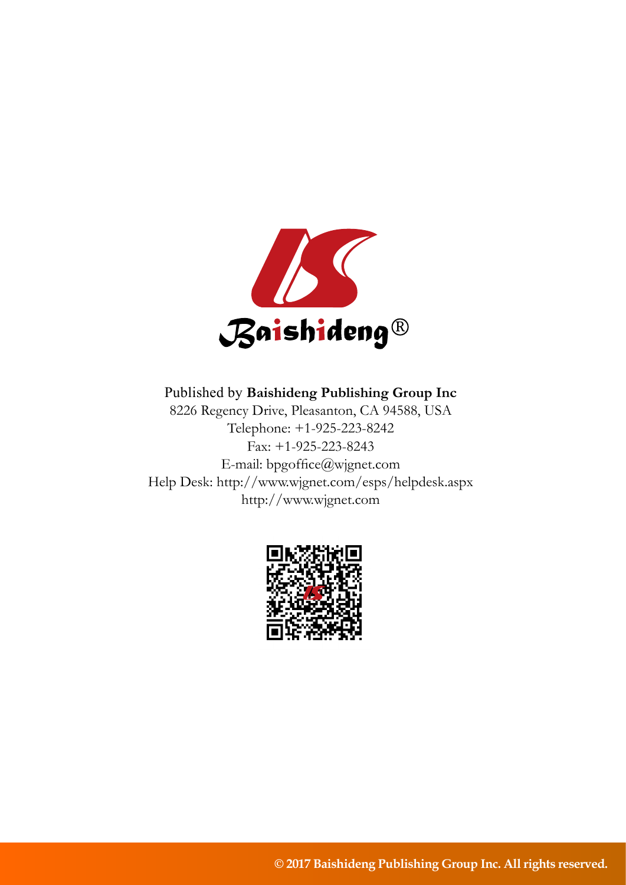Published by **Baishideng Publishing Group Inc**

8226 Regency Drive, Pleasanton, CA 94588, USA

Telephone: +1-925-223-8242

Fax: +1-925-223-8243

E-mail: bpgoffice@wjgnet.com

Help Desk: http://www.wjgnet.com/esps/helpdesk.aspx

http://www.wjgnet.com

**© 2017 Baishideng Publishing Group Inc. All rights reserved.**